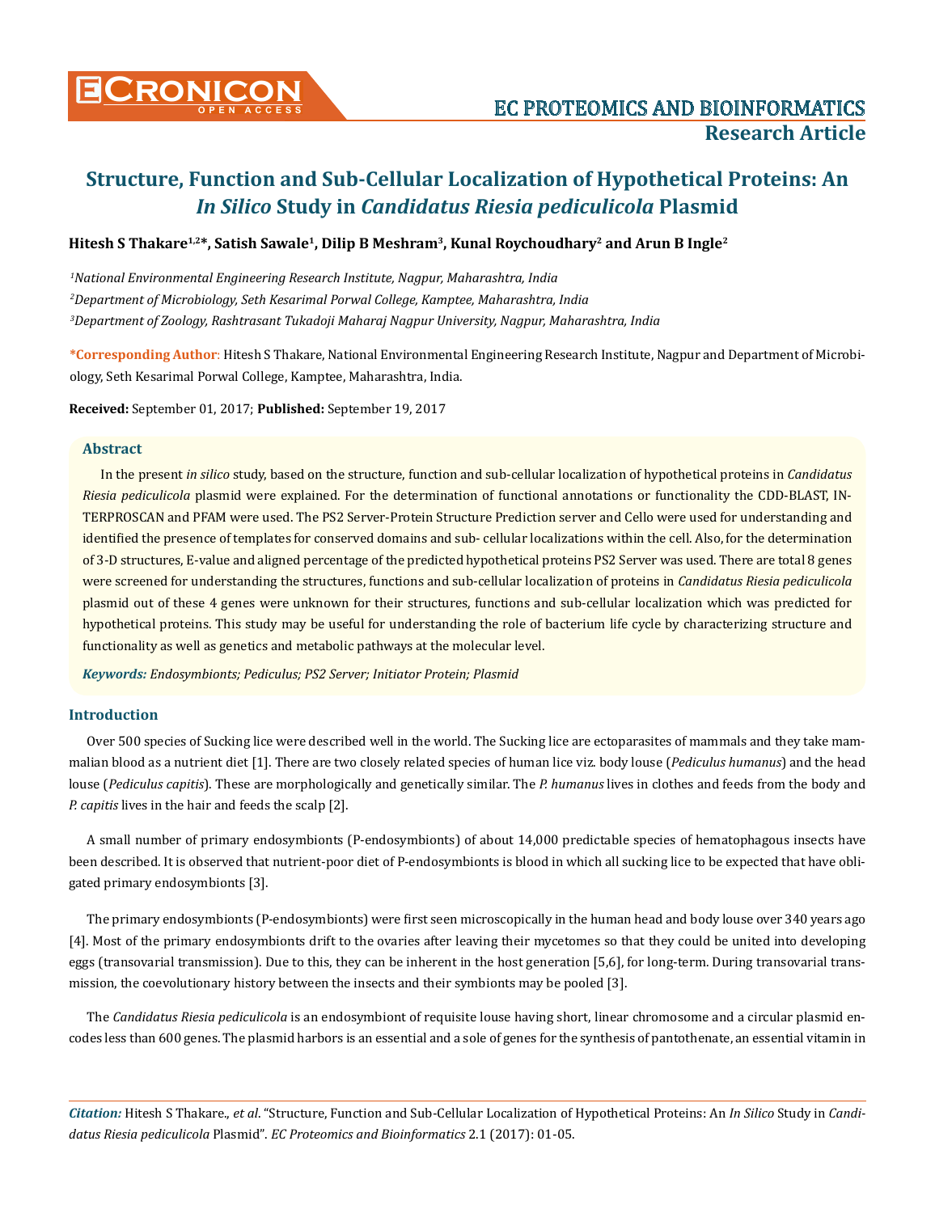# Structure, Function and Sub-Cellular Localization of Hypothetical Proteins: An *In Silico* Study in *Candidatus Riesia pediculicola* Plasmid

**Hitesh S Thakare[1,2]*, Satish Sawale[1], Dilip B Meshram[3], Kunal Roychoudhary[2] and Arun B Ingle[2]**

*[1]National Environmental Engineering Research Institute, Nagpur, Maharashtra, India*

*[2]Department of Microbiology, Seth Kesarimal Porwal College, Kamptee, Maharashtra, India*

*[3]Department of Zoology, Rashtrasant Tukadoji Maharaj Nagpur University, Nagpur, Maharashtra, India*

**\*Corresponding Author:** Hitesh S Thakare, National Environmental Engineering Research Institute, Nagpur and Department of Microbiology, Seth Kesarimal Porwal College, Kamptee, Maharashtra, India.

**Received:** September 01, 2017; **Published:** September 19, 2017

## Abstract

In the present *in silico* study, based on the structure, function and sub-cellular localization of hypothetical proteins in *Candidatus Riesia pediculicola* plasmid were explained. For the determination of functional annotations or functionality the CDD-BLAST, INTERPROSCAN and PFAM were used. The PS2 Server-Protein Structure Prediction server and Cello were used for understanding and identified the presence of templates for conserved domains and sub- cellular localizations within the cell. Also, for the determination of 3-D structures, E-value and aligned percentage of the predicted hypothetical proteins PS2 Server was used. There are total 8 genes were screened for understanding the structures, functions and sub-cellular localization of proteins in *Candidatus Riesia pediculicola* plasmid out of these 4 genes were unknown for their structures, functions and sub-cellular localization which was predicted for hypothetical proteins. This study may be useful for understanding the role of bacterium life cycle by characterizing structure and functionality as well as genetics and metabolic pathways at the molecular level.

***Keywords:*** *Endosymbionts; Pediculus; PS2 Server; Initiator Protein; Plasmid*

## Introduction

Over 500 species of Sucking lice were described well in the world. The Sucking lice are ectoparasites of mammals and they take mammalian blood as a nutrient diet [1]. There are two closely related species of human lice viz. body louse (*Pediculus humanus*) and the head louse (*Pediculus capitis*). These are morphologically and genetically similar. The *P. humanus* lives in clothes and feeds from the body and *P. capitis* lives in the hair and feeds the scalp [2].

A small number of primary endosymbionts (P-endosymbionts) of about 14,000 predictable species of hematophagous insects have been described. It is observed that nutrient-poor diet of P-endosymbionts is blood in which all sucking lice to be expected that have obligated primary endosymbionts [3].

The primary endosymbionts (P-endosymbionts) were first seen microscopically in the human head and body louse over 340 years ago [4]. Most of the primary endosymbionts drift to the ovaries after leaving their mycetomes so that they could be united into developing eggs (transovarial transmission). Due to this, they can be inherent in the host generation [5,6], for long-term. During transovarial transmission, the coevolutionary history between the insects and their symbionts may be pooled [3].

The *Candidatus Riesia pediculicola* is an endosymbiont of requisite louse having short, linear chromosome and a circular plasmid encodes less than 600 genes. The plasmid harbors is an essential and a sole of genes for the synthesis of pantothenate, an essential vitamin in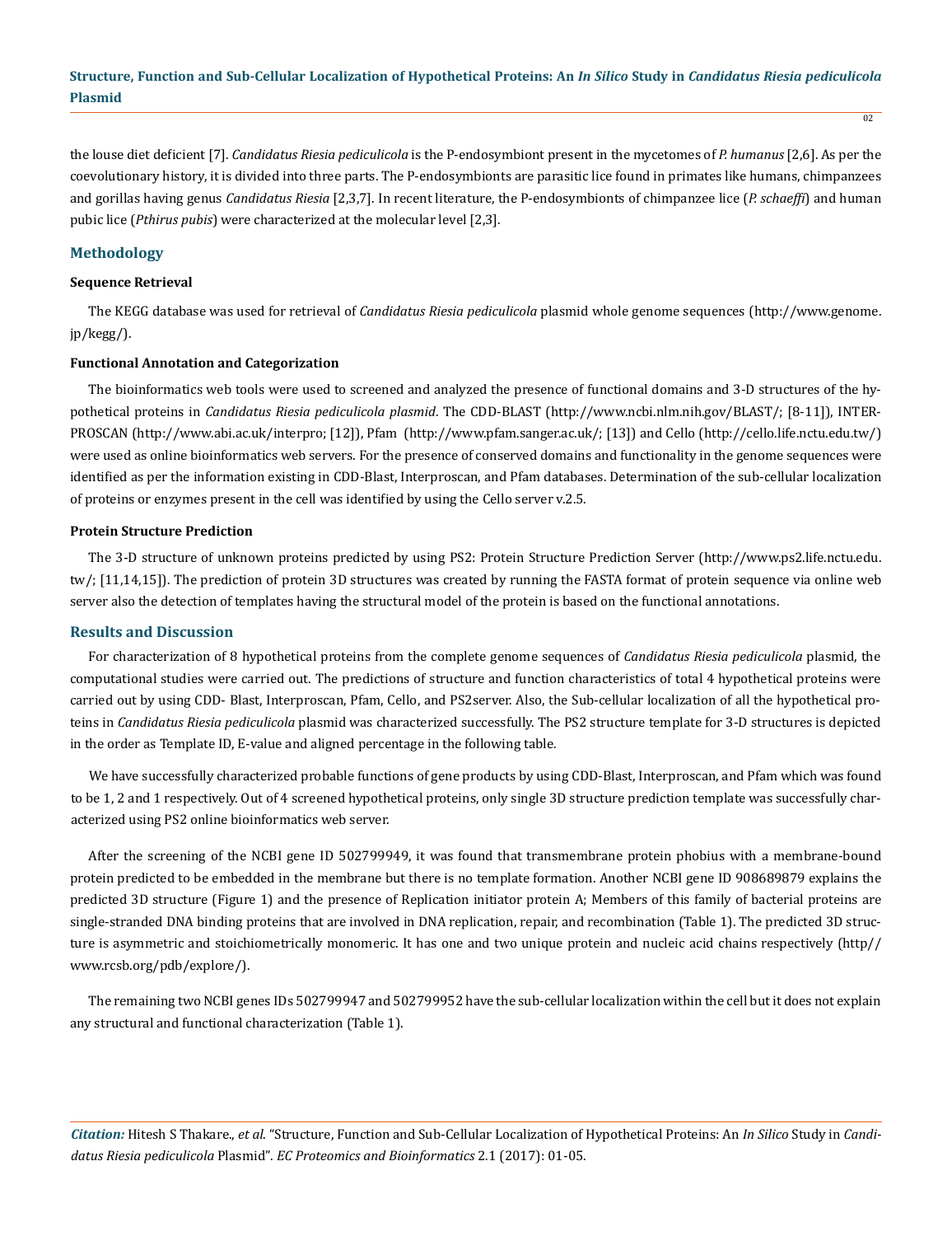the louse diet deficient [7]. *Candidatus Riesia pediculicola* is the P-endosymbiont present in the mycetomes of *P. humanus* [2,6]. As per the coevolutionary history, it is divided into three parts. The P-endosymbionts are parasitic lice found in primates like humans, chimpanzees and gorillas having genus *Candidatus Riesia* [2,3,7]. In recent literature, the P-endosymbionts of chimpanzee lice (*P. schaeffi*) and human pubic lice (*Pthirus pubis*) were characterized at the molecular level [2,3].

## Methodology

### Sequence Retrieval

The KEGG database was used for retrieval of *Candidatus Riesia pediculicola* plasmid whole genome sequences (http://www.genome.jp/kegg/).

### Functional Annotation and Categorization

The bioinformatics web tools were used to screened and analyzed the presence of functional domains and 3-D structures of the hypothetical proteins in *Candidatus Riesia pediculicola plasmid*. The CDD-BLAST (http://www.ncbi.nlm.nih.gov/BLAST/; [8-11]), INTERPROSCAN (http://www.abi.ac.uk/interpro; [12]), Pfam (http://www.pfam.sanger.ac.uk/; [13]) and Cello (http://cello.life.nctu.edu.tw/) were used as online bioinformatics web servers. For the presence of conserved domains and functionality in the genome sequences were identified as per the information existing in CDD-Blast, Interproscan, and Pfam databases. Determination of the sub-cellular localization of proteins or enzymes present in the cell was identified by using the Cello server v.2.5.

### Protein Structure Prediction

The 3-D structure of unknown proteins predicted by using PS2: Protein Structure Prediction Server (http://www.ps2.life.nctu.edu.tw/; [11,14,15]). The prediction of protein 3D structures was created by running the FASTA format of protein sequence via online web server also the detection of templates having the structural model of the protein is based on the functional annotations.

## Results and Discussion

For characterization of 8 hypothetical proteins from the complete genome sequences of *Candidatus Riesia pediculicola* plasmid, the computational studies were carried out. The predictions of structure and function characteristics of total 4 hypothetical proteins were carried out by using CDD- Blast, Interproscan, Pfam, Cello, and PS2server. Also, the Sub-cellular localization of all the hypothetical proteins in *Candidatus Riesia pediculicola* plasmid was characterized successfully. The PS2 structure template for 3-D structures is depicted in the order as Template ID, E-value and aligned percentage in the following table.

We have successfully characterized probable functions of gene products by using CDD-Blast, Interproscan, and Pfam which was found to be 1, 2 and 1 respectively. Out of 4 screened hypothetical proteins, only single 3D structure prediction template was successfully characterized using PS2 online bioinformatics web server.

After the screening of the NCBI gene ID 502799949, it was found that transmembrane protein phobius with a membrane-bound protein predicted to be embedded in the membrane but there is no template formation. Another NCBI gene ID 908689879 explains the predicted 3D structure (Figure 1) and the presence of Replication initiator protein A; Members of this family of bacterial proteins are single-stranded DNA binding proteins that are involved in DNA replication, repair, and recombination (Table 1). The predicted 3D structure is asymmetric and stoichiometrically monomeric. It has one and two unique protein and nucleic acid chains respectively (http//www.rcsb.org/pdb/explore/).

The remaining two NCBI genes IDs 502799947 and 502799952 have the sub-cellular localization within the cell but it does not explain any structural and functional characterization (Table 1).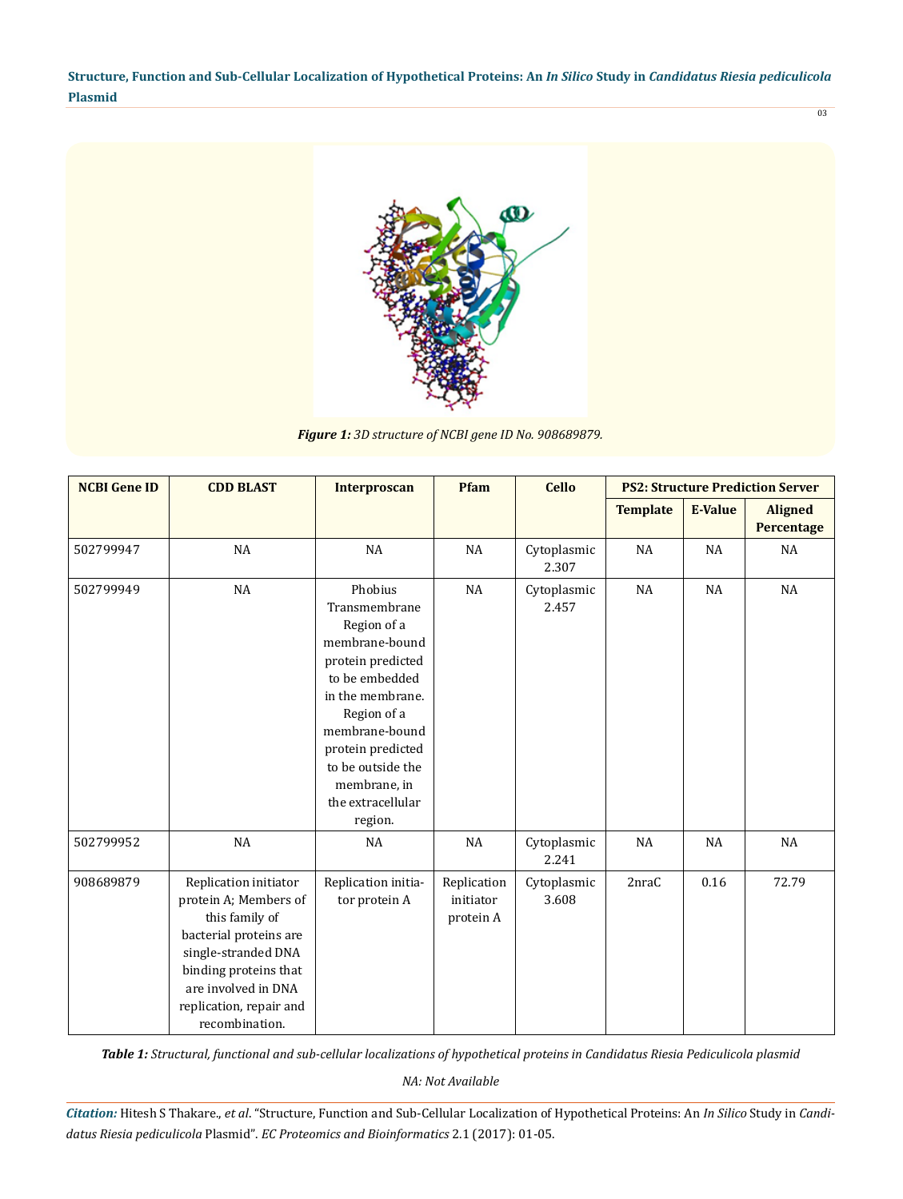*Figure 1: 3D structure of NCBI gene ID No. 908689879.*

| NCBI Gene ID | CDD BLAST | Interproscan | Pfam | Cello | PS2: Structure Prediction Server | | |
|---|---|---|---|---|---|---|---|
| | | | | | Template | E-Value | Aligned Percentage |
| 502799947 | NA | NA | NA | Cytoplasmic 2.307 | NA | NA | NA |
| 502799949 | NA | Phobius Transmembrane Region of a membrane-bound protein predicted to be embedded in the membrane. Region of a membrane-bound protein predicted to be outside the membrane, in the extracellular region. | NA | Cytoplasmic 2.457 | NA | NA | NA |
| 502799952 | NA | NA | NA | Cytoplasmic 2.241 | NA | NA | NA |
| 908689879 | Replication initiator protein A; Members of this family of bacterial proteins are single-stranded DNA binding proteins that are involved in DNA replication, repair and recombination. | Replication initiator protein A | Replication initiator protein A | Cytoplasmic 3.608 | 2nraC | 0.16 | 72.79 |

***Table 1:** Structural, functional and sub-cellular localizations of hypothetical proteins in Candidatus Riesia Pediculicola plasmid*

*NA: Not Available*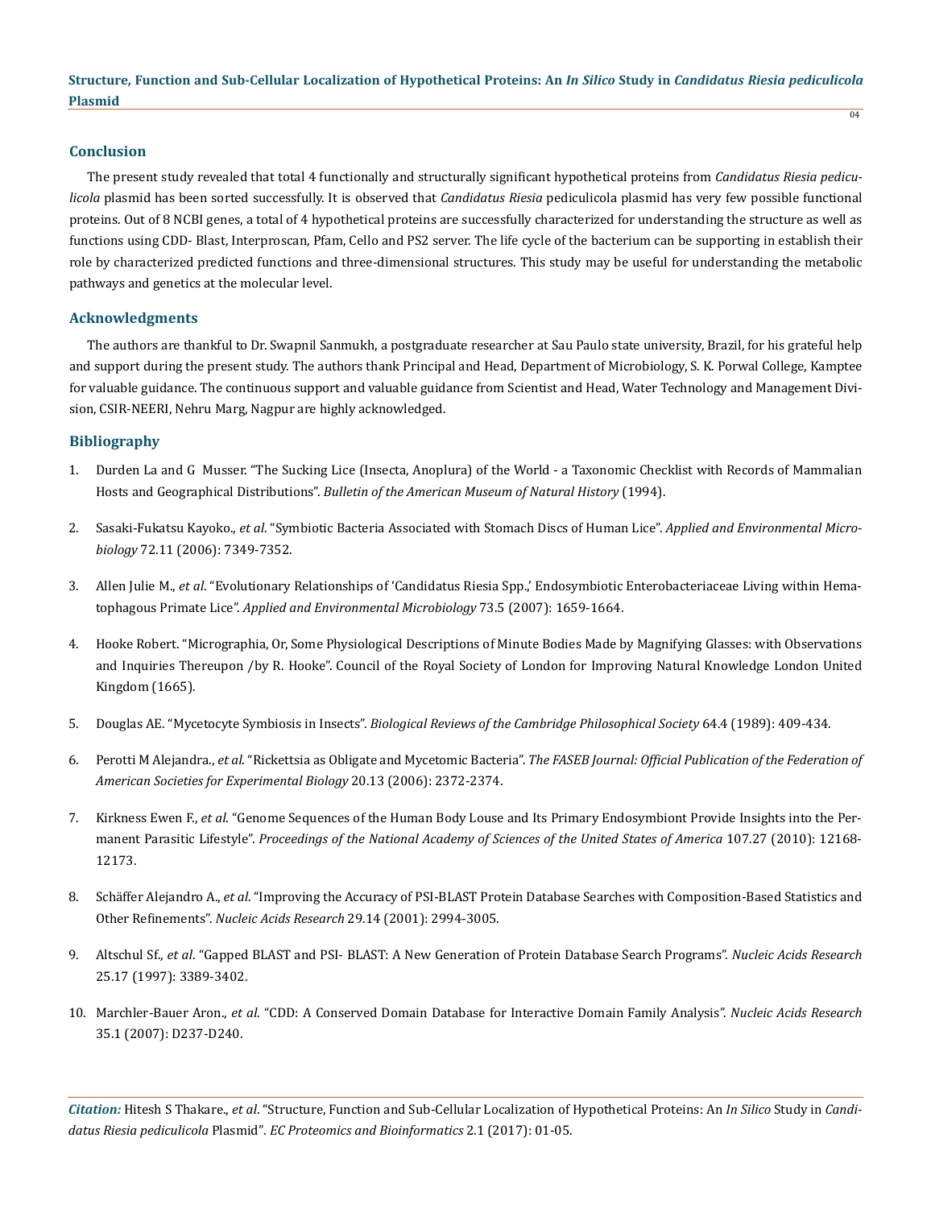## Conclusion

The present study revealed that total 4 functionally and structurally significant hypothetical proteins from *Candidatus Riesia pediculicola* plasmid has been sorted successfully. It is observed that *Candidatus Riesia* pediculicola plasmid has very few possible functional proteins. Out of 8 NCBI genes, a total of 4 hypothetical proteins are successfully characterized for understanding the structure as well as functions using CDD- Blast, Interproscan, Pfam, Cello and PS2 server. The life cycle of the bacterium can be supporting in establish their role by characterized predicted functions and three-dimensional structures. This study may be useful for understanding the metabolic pathways and genetics at the molecular level.

## Acknowledgments

The authors are thankful to Dr. Swapnil Sanmukh, a postgraduate researcher at Sau Paulo state university, Brazil, for his grateful help and support during the present study. The authors thank Principal and Head, Department of Microbiology, S. K. Porwal College, Kamptee for valuable guidance. The continuous support and valuable guidance from Scientist and Head, Water Technology and Management Division, CSIR-NEERI, Nehru Marg, Nagpur are highly acknowledged.

## Bibliography

1. Durden La and G Musser. "The Sucking Lice (Insecta, Anoplura) of the World - a Taxonomic Checklist with Records of Mammalian Hosts and Geographical Distributions". *Bulletin of the American Museum of Natural History* (1994).
2. Sasaki-Fukatsu Kayoko., *et al*. "Symbiotic Bacteria Associated with Stomach Discs of Human Lice". *Applied and Environmental Microbiology* 72.11 (2006): 7349-7352.
3. Allen Julie M., *et al*. "Evolutionary Relationships of 'Candidatus Riesia Spp.,' Endosymbiotic Enterobacteriaceae Living within Hematophagous Primate Lice". *Applied and Environmental Microbiology* 73.5 (2007): 1659-1664.
4. Hooke Robert. "Micrographia, Or, Some Physiological Descriptions of Minute Bodies Made by Magnifying Glasses: with Observations and Inquiries Thereupon /by R. Hooke". Council of the Royal Society of London for Improving Natural Knowledge London United Kingdom (1665).
5. Douglas AE. "Mycetocyte Symbiosis in Insects". *Biological Reviews of the Cambridge Philosophical Society* 64.4 (1989): 409-434.
6. Perotti M Alejandra., *et al*. "Rickettsia as Obligate and Mycetomic Bacteria". *The FASEB Journal: Official Publication of the Federation of American Societies for Experimental Biology* 20.13 (2006): 2372-2374.
7. Kirkness Ewen F., *et al*. "Genome Sequences of the Human Body Louse and Its Primary Endosymbiont Provide Insights into the Permanent Parasitic Lifestyle". *Proceedings of the National Academy of Sciences of the United States of America* 107.27 (2010): 12168-12173.
8. Schäffer Alejandro A., *et al*. "Improving the Accuracy of PSI-BLAST Protein Database Searches with Composition-Based Statistics and Other Refinements". *Nucleic Acids Research* 29.14 (2001): 2994-3005.
9. Altschul Sf., *et al*. "Gapped BLAST and PSI- BLAST: A New Generation of Protein Database Search Programs". *Nucleic Acids Research* 25.17 (1997): 3389-3402.
10. Marchler-Bauer Aron., *et al*. "CDD: A Conserved Domain Database for Interactive Domain Family Analysis". *Nucleic Acids Research* 35.1 (2007): D237-D240.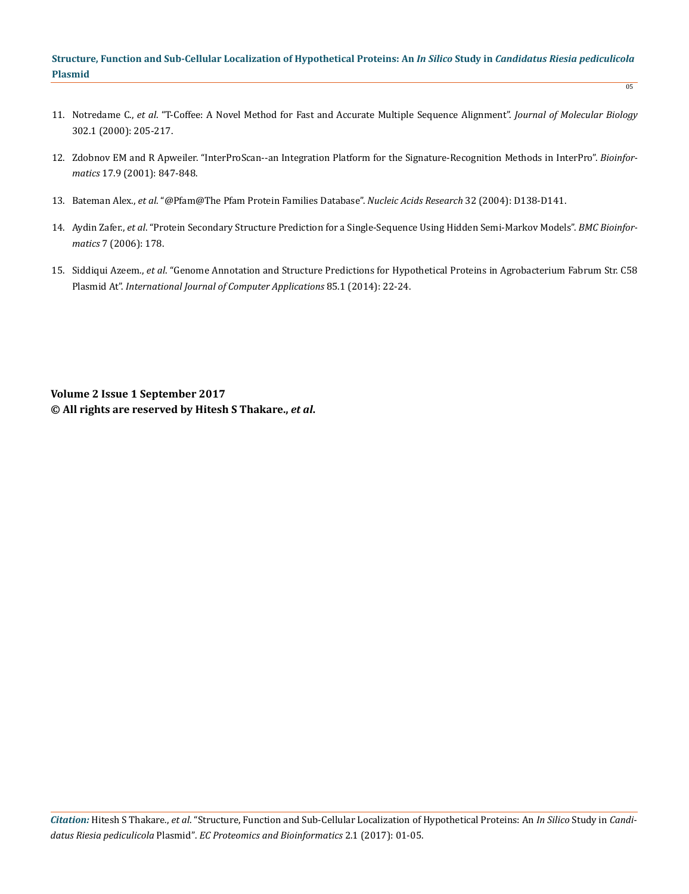11. Notredame C., *et al*. "T-Coffee: A Novel Method for Fast and Accurate Multiple Sequence Alignment". *Journal of Molecular Biology* 302.1 (2000): 205-217.

12. Zdobnov EM and R Apweiler. "InterProScan--an Integration Platform for the Signature-Recognition Methods in InterPro". *Bioinformatics* 17.9 (2001): 847-848.

13. Bateman Alex., *et al*. "@Pfam@The Pfam Protein Families Database". *Nucleic Acids Research* 32 (2004): D138-D141.

14. Aydin Zafer., *et al*. "Protein Secondary Structure Prediction for a Single-Sequence Using Hidden Semi-Markov Models". *BMC Bioinformatics* 7 (2006): 178.

15. Siddiqui Azeem., *et al*. "Genome Annotation and Structure Predictions for Hypothetical Proteins in Agrobacterium Fabrum Str. C58 Plasmid At". *International Journal of Computer Applications* 85.1 (2014): 22-24.

**Volume 2 Issue 1 September 2017**
**© All rights are reserved by Hitesh S Thakare., *et al*.**